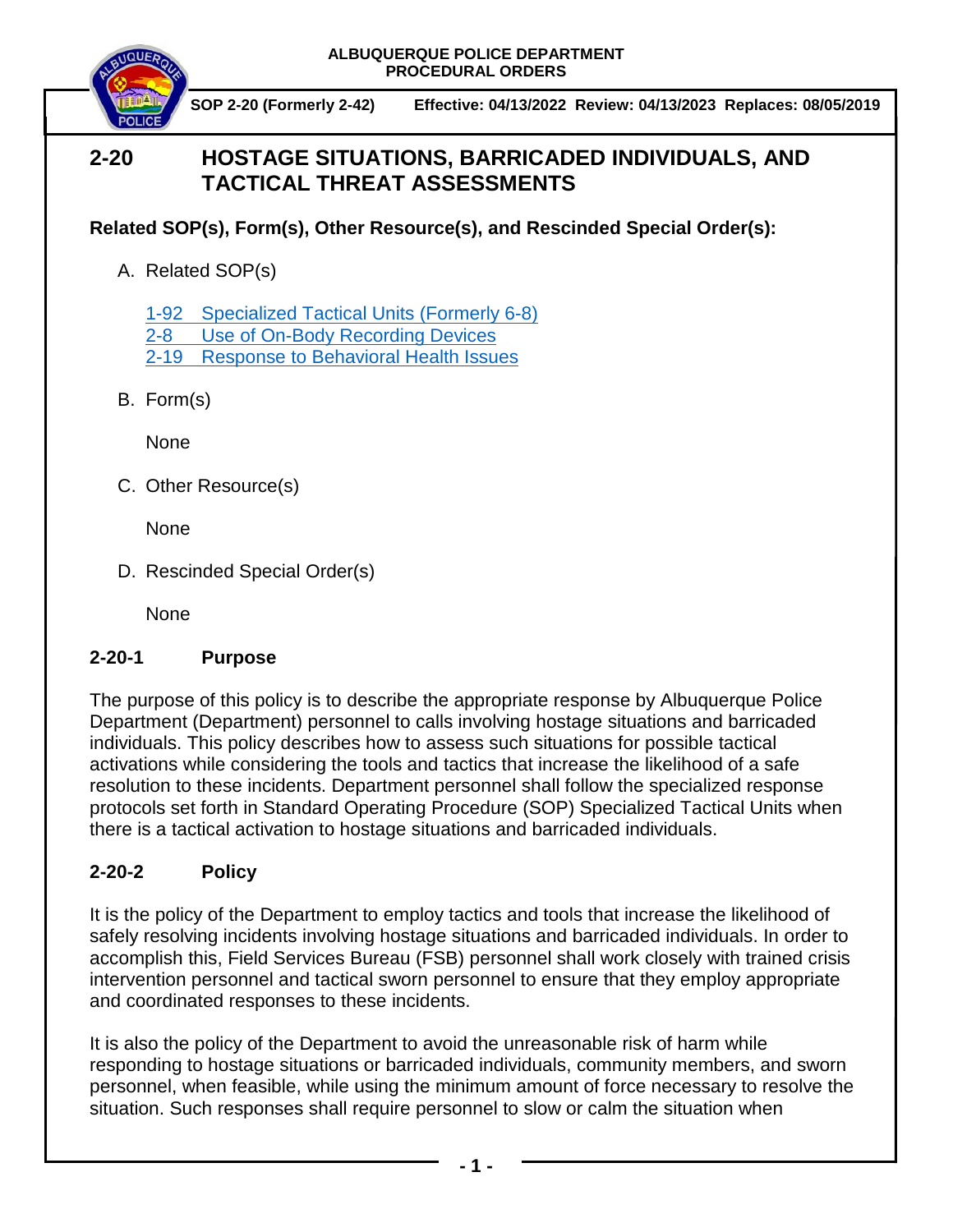**ALBUQUERQUE POLICE DEPARTMENT**
**PROCEDURAL ORDERS**

**SOP 2-20 (Formerly 2-42)** **Effective: 04/13/2022 Review: 04/13/2023 Replaces: 08/05/2019**

# 2-20 HOSTAGE SITUATIONS, BARRICADED INDIVIDUALS, AND TACTICAL THREAT ASSESSMENTS

**Related SOP(s), Form(s), Other Resource(s), and Rescinded Special Order(s):**

A. Related SOP(s)

   1-92 Specialized Tactical Units (Formerly 6-8)
   2-8 Use of On-Body Recording Devices
   2-19 Response to Behavioral Health Issues

B. Form(s)

   None

C. Other Resource(s)

   None

D. Rescinded Special Order(s)

   None

## 2-20-1 Purpose

The purpose of this policy is to describe the appropriate response by Albuquerque Police Department (Department) personnel to calls involving hostage situations and barricaded individuals. This policy describes how to assess such situations for possible tactical activations while considering the tools and tactics that increase the likelihood of a safe resolution to these incidents. Department personnel shall follow the specialized response protocols set forth in Standard Operating Procedure (SOP) Specialized Tactical Units when there is a tactical activation to hostage situations and barricaded individuals.

## 2-20-2 Policy

It is the policy of the Department to employ tactics and tools that increase the likelihood of safely resolving incidents involving hostage situations and barricaded individuals. In order to accomplish this, Field Services Bureau (FSB) personnel shall work closely with trained crisis intervention personnel and tactical sworn personnel to ensure that they employ appropriate and coordinated responses to these incidents.

It is also the policy of the Department to avoid the unreasonable risk of harm while responding to hostage situations or barricaded individuals, community members, and sworn personnel, when feasible, while using the minimum amount of force necessary to resolve the situation. Such responses shall require personnel to slow or calm the situation when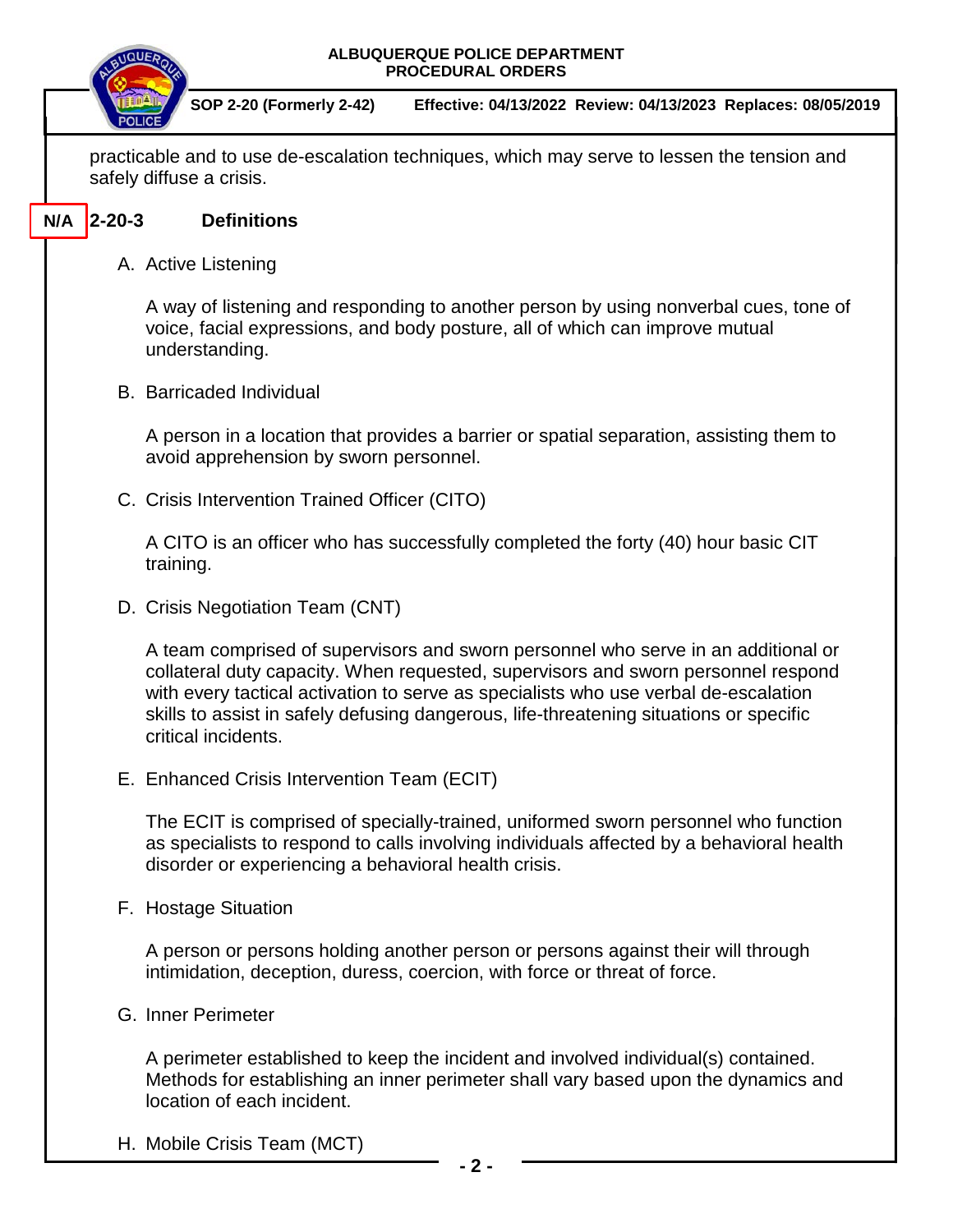practicable and to use de-escalation techniques, which may serve to lessen the tension and safely diffuse a crisis.

## N/A 2-20-3 Definitions

A. Active Listening

A way of listening and responding to another person by using nonverbal cues, tone of voice, facial expressions, and body posture, all of which can improve mutual understanding.

B. Barricaded Individual

A person in a location that provides a barrier or spatial separation, assisting them to avoid apprehension by sworn personnel.

C. Crisis Intervention Trained Officer (CITO)

A CITO is an officer who has successfully completed the forty (40) hour basic CIT training.

D. Crisis Negotiation Team (CNT)

A team comprised of supervisors and sworn personnel who serve in an additional or collateral duty capacity. When requested, supervisors and sworn personnel respond with every tactical activation to serve as specialists who use verbal de-escalation skills to assist in safely defusing dangerous, life-threatening situations or specific critical incidents.

E. Enhanced Crisis Intervention Team (ECIT)

The ECIT is comprised of specially-trained, uniformed sworn personnel who function as specialists to respond to calls involving individuals affected by a behavioral health disorder or experiencing a behavioral health crisis.

F. Hostage Situation

A person or persons holding another person or persons against their will through intimidation, deception, duress, coercion, with force or threat of force.

G. Inner Perimeter

A perimeter established to keep the incident and involved individual(s) contained. Methods for establishing an inner perimeter shall vary based upon the dynamics and location of each incident.

H. Mobile Crisis Team (MCT)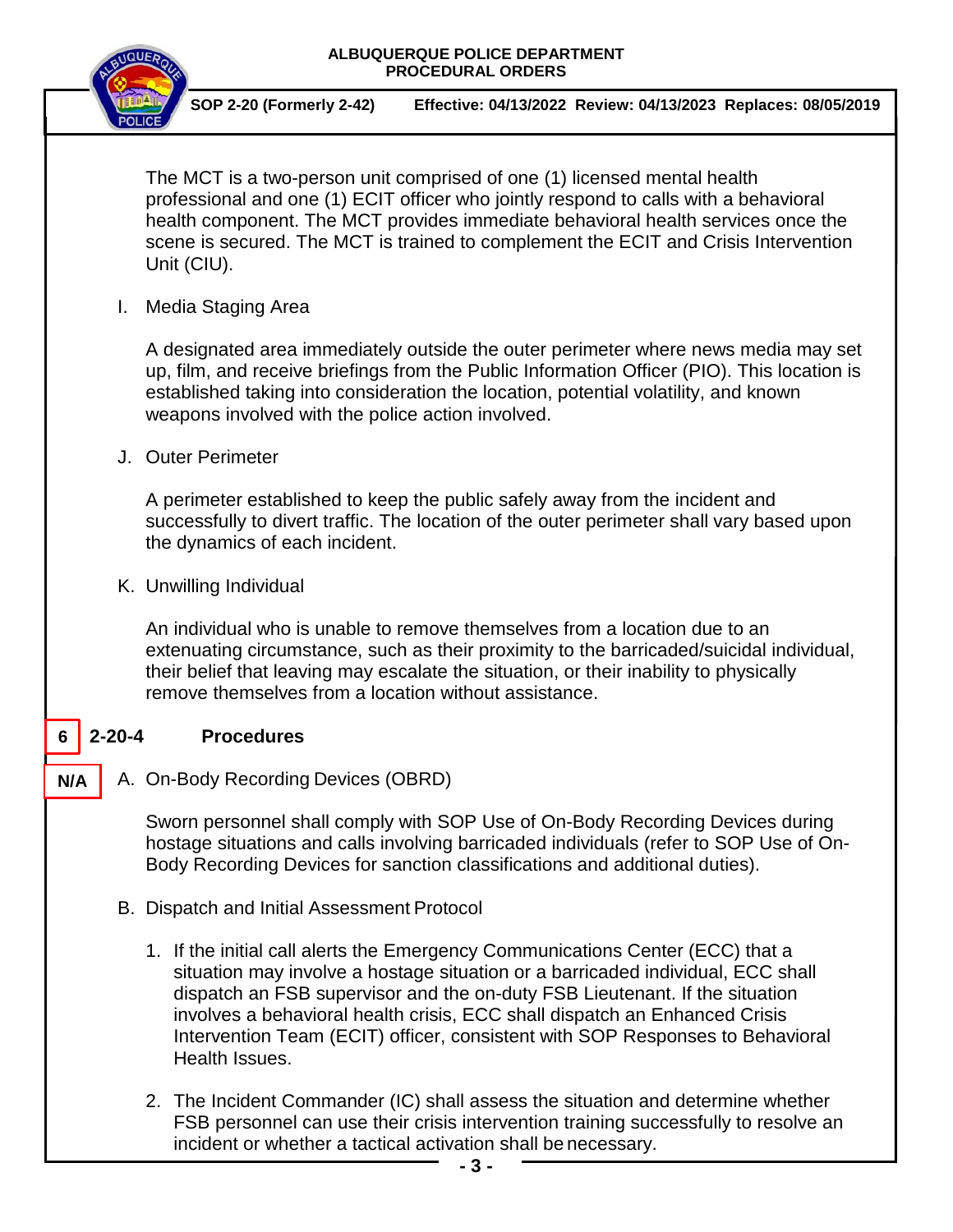The MCT is a two-person unit comprised of one (1) licensed mental health professional and one (1) ECIT officer who jointly respond to calls with a behavioral health component. The MCT provides immediate behavioral health services once the scene is secured. The MCT is trained to complement the ECIT and Crisis Intervention Unit (CIU).

I. Media Staging Area

A designated area immediately outside the outer perimeter where news media may set up, film, and receive briefings from the Public Information Officer (PIO). This location is established taking into consideration the location, potential volatility, and known weapons involved with the police action involved.

J. Outer Perimeter

A perimeter established to keep the public safely away from the incident and successfully to divert traffic. The location of the outer perimeter shall vary based upon the dynamics of each incident.

K. Unwilling Individual

An individual who is unable to remove themselves from a location due to an extenuating circumstance, such as their proximity to the barricaded/suicidal individual, their belief that leaving may escalate the situation, or their inability to physically remove themselves from a location without assistance.

## 6 2-20-4 Procedures

N/A A. On-Body Recording Devices (OBRD)

Sworn personnel shall comply with SOP Use of On-Body Recording Devices during hostage situations and calls involving barricaded individuals (refer to SOP Use of On-Body Recording Devices for sanction classifications and additional duties).

B. Dispatch and Initial Assessment Protocol

1. If the initial call alerts the Emergency Communications Center (ECC) that a situation may involve a hostage situation or a barricaded individual, ECC shall dispatch an FSB supervisor and the on-duty FSB Lieutenant. If the situation involves a behavioral health crisis, ECC shall dispatch an Enhanced Crisis Intervention Team (ECIT) officer, consistent with SOP Responses to Behavioral Health Issues.

2. The Incident Commander (IC) shall assess the situation and determine whether FSB personnel can use their crisis intervention training successfully to resolve an incident or whether a tactical activation shall be necessary.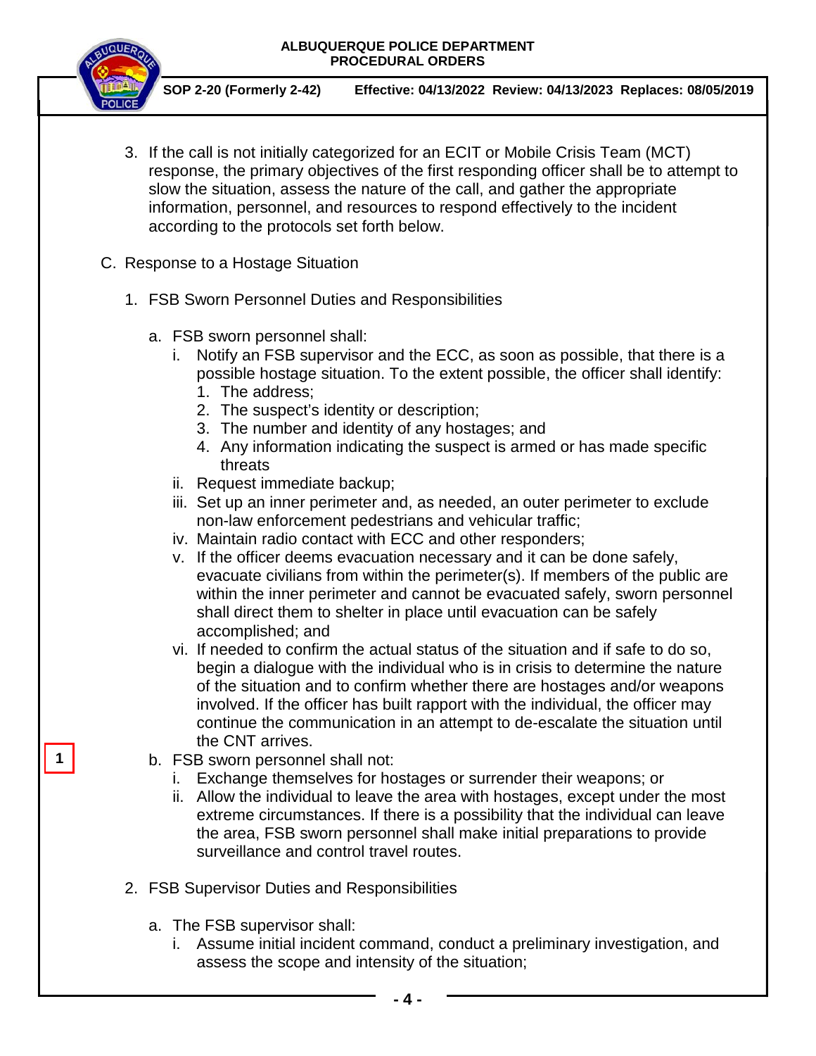3. If the call is not initially categorized for an ECIT or Mobile Crisis Team (MCT) response, the primary objectives of the first responding officer shall be to attempt to slow the situation, assess the nature of the call, and gather the appropriate information, personnel, and resources to respond effectively to the incident according to the protocols set forth below.

C. Response to a Hostage Situation

1. FSB Sworn Personnel Duties and Responsibilities

   a. FSB sworn personnel shall:
      i. Notify an FSB supervisor and the ECC, as soon as possible, that there is a possible hostage situation. To the extent possible, the officer shall identify:
         1. The address;
         2. The suspect's identity or description;
         3. The number and identity of any hostages; and
         4. Any information indicating the suspect is armed or has made specific threats
      ii. Request immediate backup;
      iii. Set up an inner perimeter and, as needed, an outer perimeter to exclude non-law enforcement pedestrians and vehicular traffic;
      iv. Maintain radio contact with ECC and other responders;
      v. If the officer deems evacuation necessary and it can be done safely, evacuate civilians from within the perimeter(s). If members of the public are within the inner perimeter and cannot be evacuated safely, sworn personnel shall direct them to shelter in place until evacuation can be safely accomplished; and
      vi. If needed to confirm the actual status of the situation and if safe to do so, begin a dialogue with the individual who is in crisis to determine the nature of the situation and to confirm whether there are hostages and/or weapons involved. If the officer has built rapport with the individual, the officer may continue the communication in an attempt to de-escalate the situation until the CNT arrives.

1

   b. FSB sworn personnel shall not:
      i. Exchange themselves for hostages or surrender their weapons; or
      ii. Allow the individual to leave the area with hostages, except under the most extreme circumstances. If there is a possibility that the individual can leave the area, FSB sworn personnel shall make initial preparations to provide surveillance and control travel routes.

2. FSB Supervisor Duties and Responsibilities

   a. The FSB supervisor shall:
      i. Assume initial incident command, conduct a preliminary investigation, and assess the scope and intensity of the situation;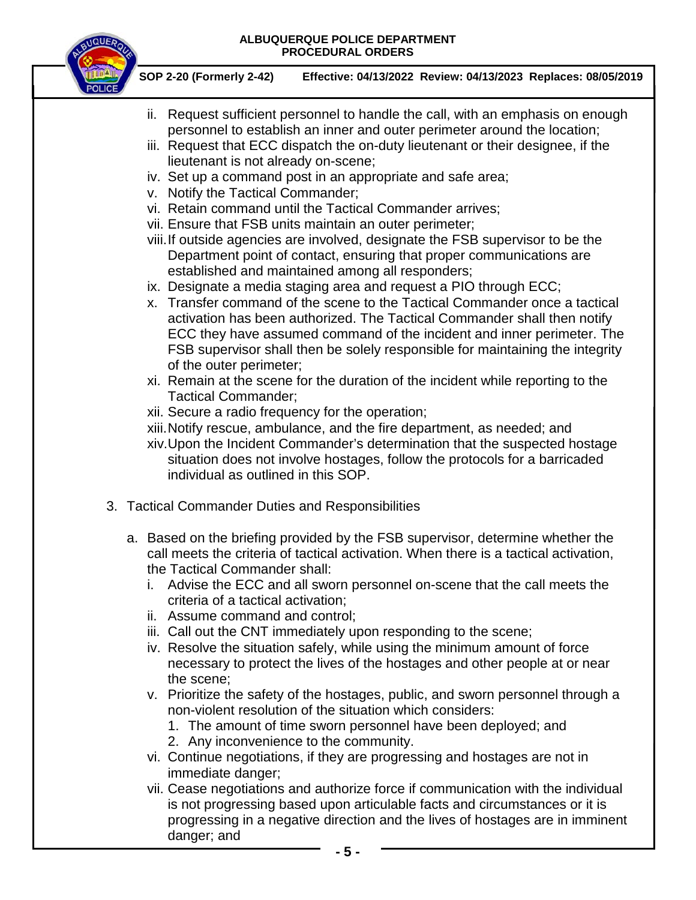ii. Request sufficient personnel to handle the call, with an emphasis on enough personnel to establish an inner and outer perimeter around the location;

iii. Request that ECC dispatch the on-duty lieutenant or their designee, if the lieutenant is not already on-scene;

iv. Set up a command post in an appropriate and safe area;

v. Notify the Tactical Commander;

vi. Retain command until the Tactical Commander arrives;

vii. Ensure that FSB units maintain an outer perimeter;

viii. If outside agencies are involved, designate the FSB supervisor to be the Department point of contact, ensuring that proper communications are established and maintained among all responders;

ix. Designate a media staging area and request a PIO through ECC;

x. Transfer command of the scene to the Tactical Commander once a tactical activation has been authorized. The Tactical Commander shall then notify ECC they have assumed command of the incident and inner perimeter. The FSB supervisor shall then be solely responsible for maintaining the integrity of the outer perimeter;

xi. Remain at the scene for the duration of the incident while reporting to the Tactical Commander;

xii. Secure a radio frequency for the operation;

xiii. Notify rescue, ambulance, and the fire department, as needed; and

xiv. Upon the Incident Commander's determination that the suspected hostage situation does not involve hostages, follow the protocols for a barricaded individual as outlined in this SOP.

3. Tactical Commander Duties and Responsibilities

   a. Based on the briefing provided by the FSB supervisor, determine whether the call meets the criteria of tactical activation. When there is a tactical activation, the Tactical Commander shall:

      i. Advise the ECC and all sworn personnel on-scene that the call meets the criteria of a tactical activation;

      ii. Assume command and control;

      iii. Call out the CNT immediately upon responding to the scene;

      iv. Resolve the situation safely, while using the minimum amount of force necessary to protect the lives of the hostages and other people at or near the scene;

      v. Prioritize the safety of the hostages, public, and sworn personnel through a non-violent resolution of the situation which considers:

         1. The amount of time sworn personnel have been deployed; and
         2. Any inconvenience to the community.

      vi. Continue negotiations, if they are progressing and hostages are not in immediate danger;

      vii. Cease negotiations and authorize force if communication with the individual is not progressing based upon articulable facts and circumstances or it is progressing in a negative direction and the lives of hostages are in imminent danger; and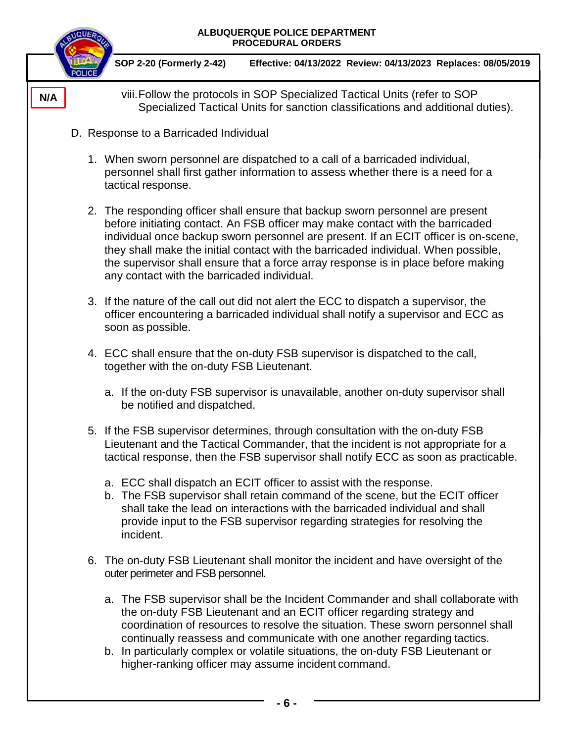N/A

viii. Follow the protocols in SOP Specialized Tactical Units (refer to SOP Specialized Tactical Units for sanction classifications and additional duties).

D. Response to a Barricaded Individual

1. When sworn personnel are dispatched to a call of a barricaded individual, personnel shall first gather information to assess whether there is a need for a tactical response.

2. The responding officer shall ensure that backup sworn personnel are present before initiating contact. An FSB officer may make contact with the barricaded individual once backup sworn personnel are present. If an ECIT officer is on-scene, they shall make the initial contact with the barricaded individual. When possible, the supervisor shall ensure that a force array response is in place before making any contact with the barricaded individual.

3. If the nature of the call out did not alert the ECC to dispatch a supervisor, the officer encountering a barricaded individual shall notify a supervisor and ECC as soon as possible.

4. ECC shall ensure that the on-duty FSB supervisor is dispatched to the call, together with the on-duty FSB Lieutenant.

   a. If the on-duty FSB supervisor is unavailable, another on-duty supervisor shall be notified and dispatched.

5. If the FSB supervisor determines, through consultation with the on-duty FSB Lieutenant and the Tactical Commander, that the incident is not appropriate for a tactical response, then the FSB supervisor shall notify ECC as soon as practicable.

   a. ECC shall dispatch an ECIT officer to assist with the response.
   b. The FSB supervisor shall retain command of the scene, but the ECIT officer shall take the lead on interactions with the barricaded individual and shall provide input to the FSB supervisor regarding strategies for resolving the incident.

6. The on-duty FSB Lieutenant shall monitor the incident and have oversight of the outer perimeter and FSB personnel.

   a. The FSB supervisor shall be the Incident Commander and shall collaborate with the on-duty FSB Lieutenant and an ECIT officer regarding strategy and coordination of resources to resolve the situation. These sworn personnel shall continually reassess and communicate with one another regarding tactics.
   b. In particularly complex or volatile situations, the on-duty FSB Lieutenant or higher-ranking officer may assume incident command.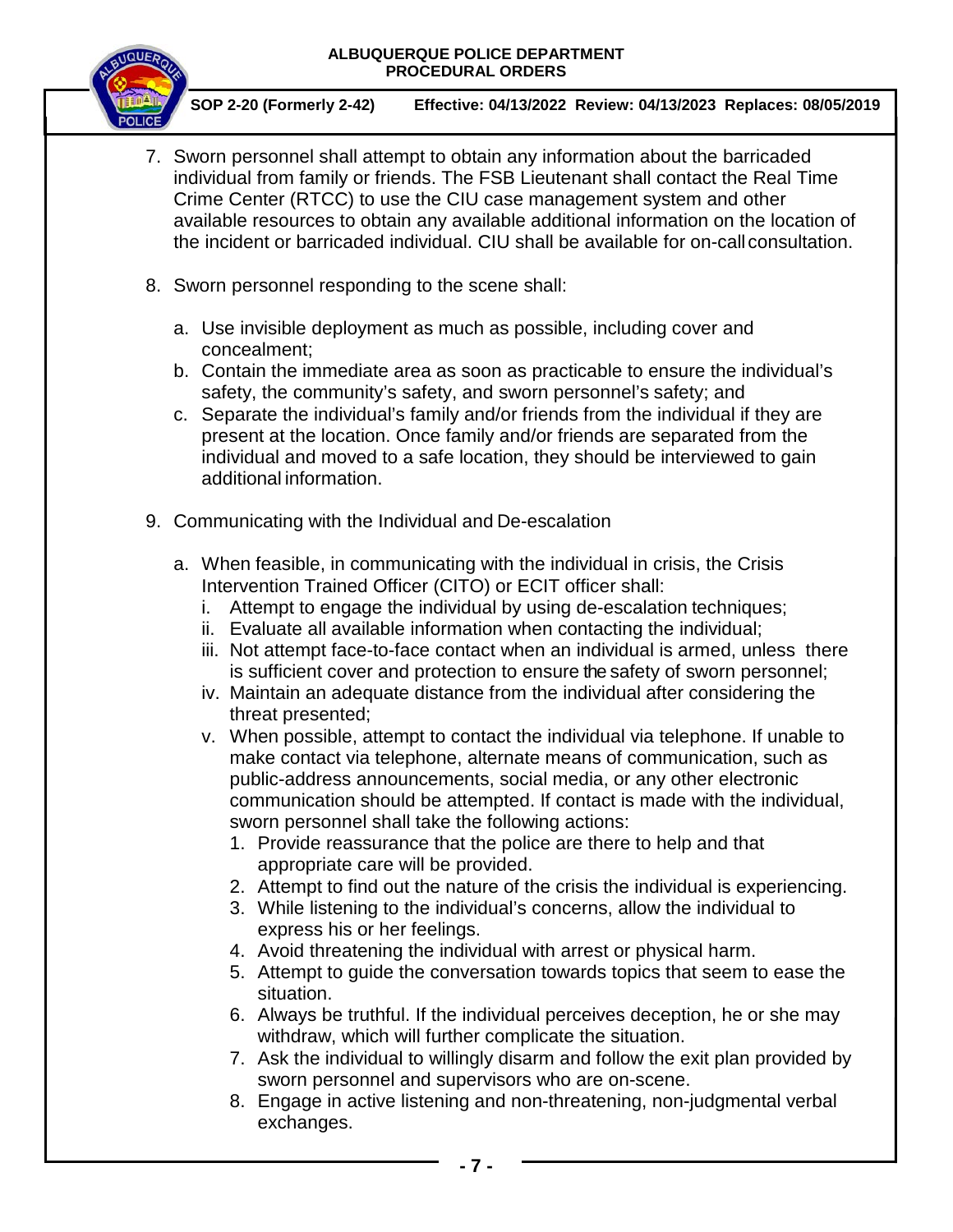7. Sworn personnel shall attempt to obtain any information about the barricaded individual from family or friends. The FSB Lieutenant shall contact the Real Time Crime Center (RTCC) to use the CIU case management system and other available resources to obtain any available additional information on the location of the incident or barricaded individual. CIU shall be available for on-call consultation.

8. Sworn personnel responding to the scene shall:

   a. Use invisible deployment as much as possible, including cover and concealment;
   b. Contain the immediate area as soon as practicable to ensure the individual's safety, the community's safety, and sworn personnel's safety; and
   c. Separate the individual's family and/or friends from the individual if they are present at the location. Once family and/or friends are separated from the individual and moved to a safe location, they should be interviewed to gain additional information.

9. Communicating with the Individual and De-escalation

   a. When feasible, in communicating with the individual in crisis, the Crisis Intervention Trained Officer (CITO) or ECIT officer shall:
      i. Attempt to engage the individual by using de-escalation techniques;
      ii. Evaluate all available information when contacting the individual;
      iii. Not attempt face-to-face contact when an individual is armed, unless there is sufficient cover and protection to ensure the safety of sworn personnel;
      iv. Maintain an adequate distance from the individual after considering the threat presented;
      v. When possible, attempt to contact the individual via telephone. If unable to make contact via telephone, alternate means of communication, such as public-address announcements, social media, or any other electronic communication should be attempted. If contact is made with the individual, sworn personnel shall take the following actions:
         1. Provide reassurance that the police are there to help and that appropriate care will be provided.
         2. Attempt to find out the nature of the crisis the individual is experiencing.
         3. While listening to the individual's concerns, allow the individual to express his or her feelings.
         4. Avoid threatening the individual with arrest or physical harm.
         5. Attempt to guide the conversation towards topics that seem to ease the situation.
         6. Always be truthful. If the individual perceives deception, he or she may withdraw, which will further complicate the situation.
         7. Ask the individual to willingly disarm and follow the exit plan provided by sworn personnel and supervisors who are on-scene.
         8. Engage in active listening and non-threatening, non-judgmental verbal exchanges.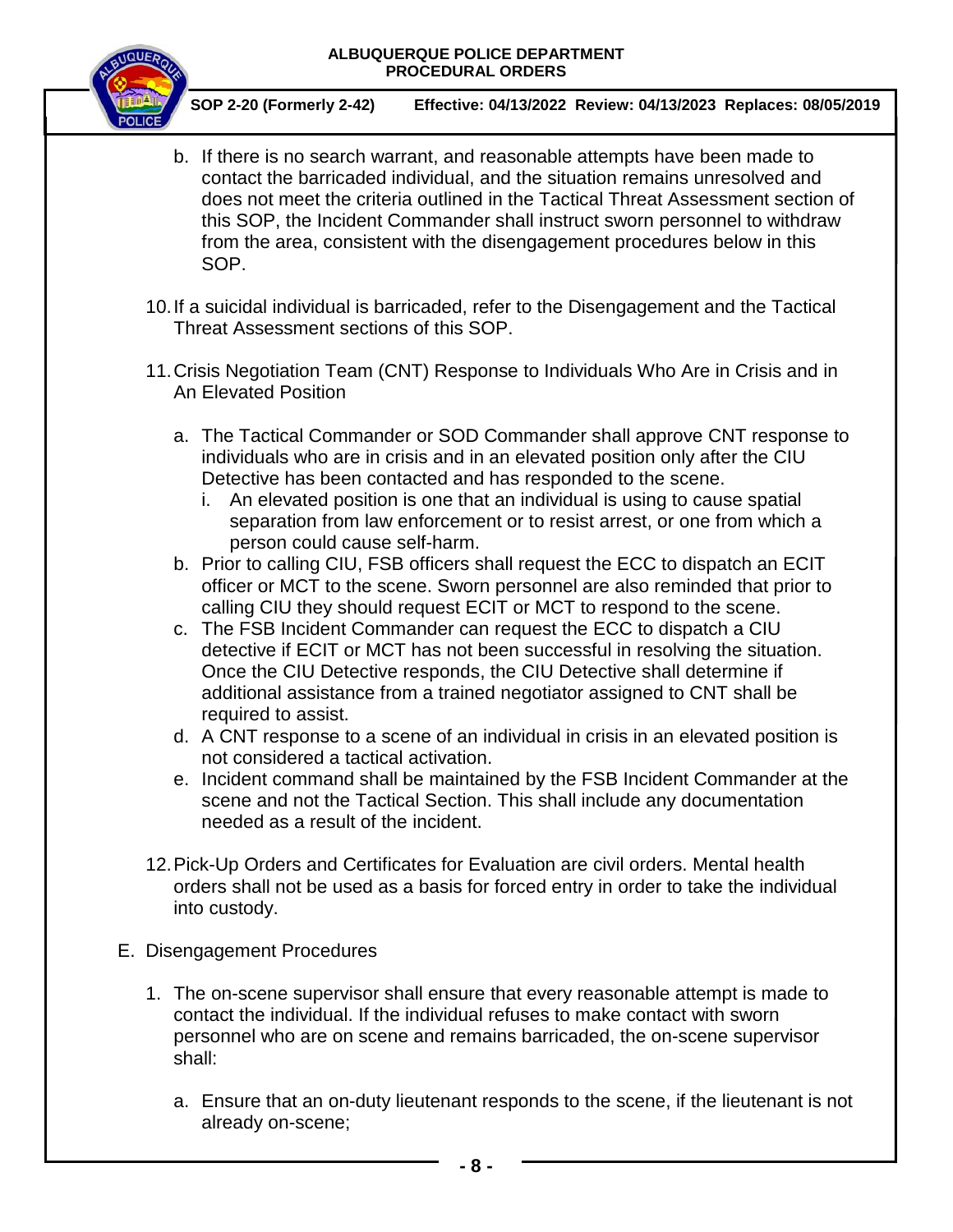b. If there is no search warrant, and reasonable attempts have been made to contact the barricaded individual, and the situation remains unresolved and does not meet the criteria outlined in the Tactical Threat Assessment section of this SOP, the Incident Commander shall instruct sworn personnel to withdraw from the area, consistent with the disengagement procedures below in this SOP.

10. If a suicidal individual is barricaded, refer to the Disengagement and the Tactical Threat Assessment sections of this SOP.

11. Crisis Negotiation Team (CNT) Response to Individuals Who Are in Crisis and in An Elevated Position

    a. The Tactical Commander or SOD Commander shall approve CNT response to individuals who are in crisis and in an elevated position only after the CIU Detective has been contacted and has responded to the scene.
        i. An elevated position is one that an individual is using to cause spatial separation from law enforcement or to resist arrest, or one from which a person could cause self-harm.
    b. Prior to calling CIU, FSB officers shall request the ECC to dispatch an ECIT officer or MCT to the scene. Sworn personnel are also reminded that prior to calling CIU they should request ECIT or MCT to respond to the scene.
    c. The FSB Incident Commander can request the ECC to dispatch a CIU detective if ECIT or MCT has not been successful in resolving the situation. Once the CIU Detective responds, the CIU Detective shall determine if additional assistance from a trained negotiator assigned to CNT shall be required to assist.
    d. A CNT response to a scene of an individual in crisis in an elevated position is not considered a tactical activation.
    e. Incident command shall be maintained by the FSB Incident Commander at the scene and not the Tactical Section. This shall include any documentation needed as a result of the incident.

12. Pick-Up Orders and Certificates for Evaluation are civil orders. Mental health orders shall not be used as a basis for forced entry in order to take the individual into custody.

E. Disengagement Procedures

1. The on-scene supervisor shall ensure that every reasonable attempt is made to contact the individual. If the individual refuses to make contact with sworn personnel who are on scene and remains barricaded, the on-scene supervisor shall:

    a. Ensure that an on-duty lieutenant responds to the scene, if the lieutenant is not already on-scene;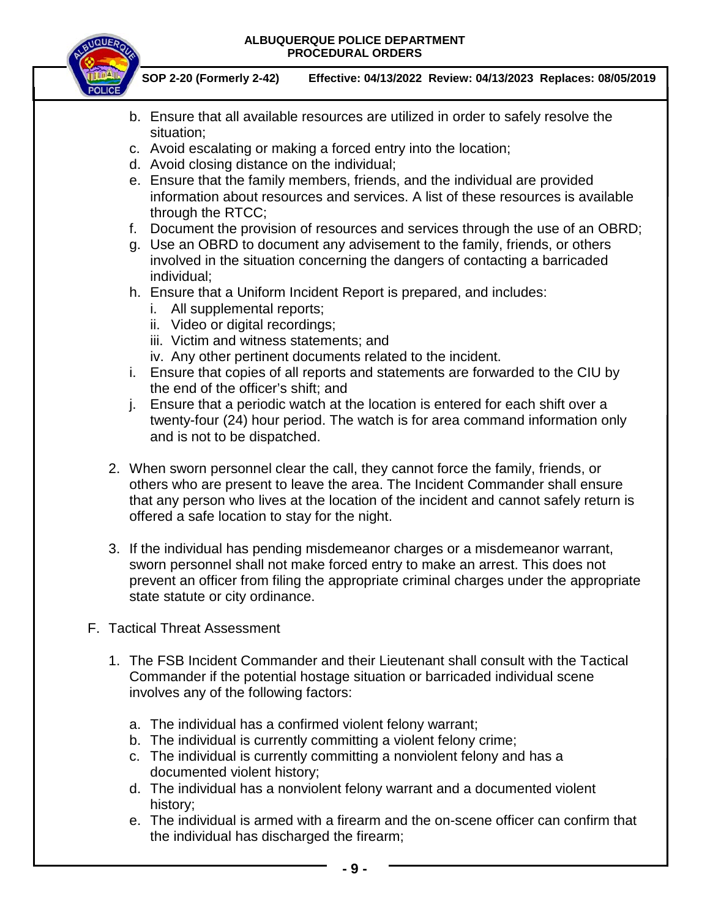b. Ensure that all available resources are utilized in order to safely resolve the situation;
c. Avoid escalating or making a forced entry into the location;
d. Avoid closing distance on the individual;
e. Ensure that the family members, friends, and the individual are provided information about resources and services. A list of these resources is available through the RTCC;
f. Document the provision of resources and services through the use of an OBRD;
g. Use an OBRD to document any advisement to the family, friends, or others involved in the situation concerning the dangers of contacting a barricaded individual;
h. Ensure that a Uniform Incident Report is prepared, and includes:
   i. All supplemental reports;
   ii. Video or digital recordings;
   iii. Victim and witness statements; and
   iv. Any other pertinent documents related to the incident.
i. Ensure that copies of all reports and statements are forwarded to the CIU by the end of the officer's shift; and
j. Ensure that a periodic watch at the location is entered for each shift over a twenty-four (24) hour period. The watch is for area command information only and is not to be dispatched.

2. When sworn personnel clear the call, they cannot force the family, friends, or others who are present to leave the area. The Incident Commander shall ensure that any person who lives at the location of the incident and cannot safely return is offered a safe location to stay for the night.

3. If the individual has pending misdemeanor charges or a misdemeanor warrant, sworn personnel shall not make forced entry to make an arrest. This does not prevent an officer from filing the appropriate criminal charges under the appropriate state statute or city ordinance.

F. Tactical Threat Assessment

1. The FSB Incident Commander and their Lieutenant shall consult with the Tactical Commander if the potential hostage situation or barricaded individual scene involves any of the following factors:

   a. The individual has a confirmed violent felony warrant;
   b. The individual is currently committing a violent felony crime;
   c. The individual is currently committing a nonviolent felony and has a documented violent history;
   d. The individual has a nonviolent felony warrant and a documented violent history;
   e. The individual is armed with a firearm and the on-scene officer can confirm that the individual has discharged the firearm;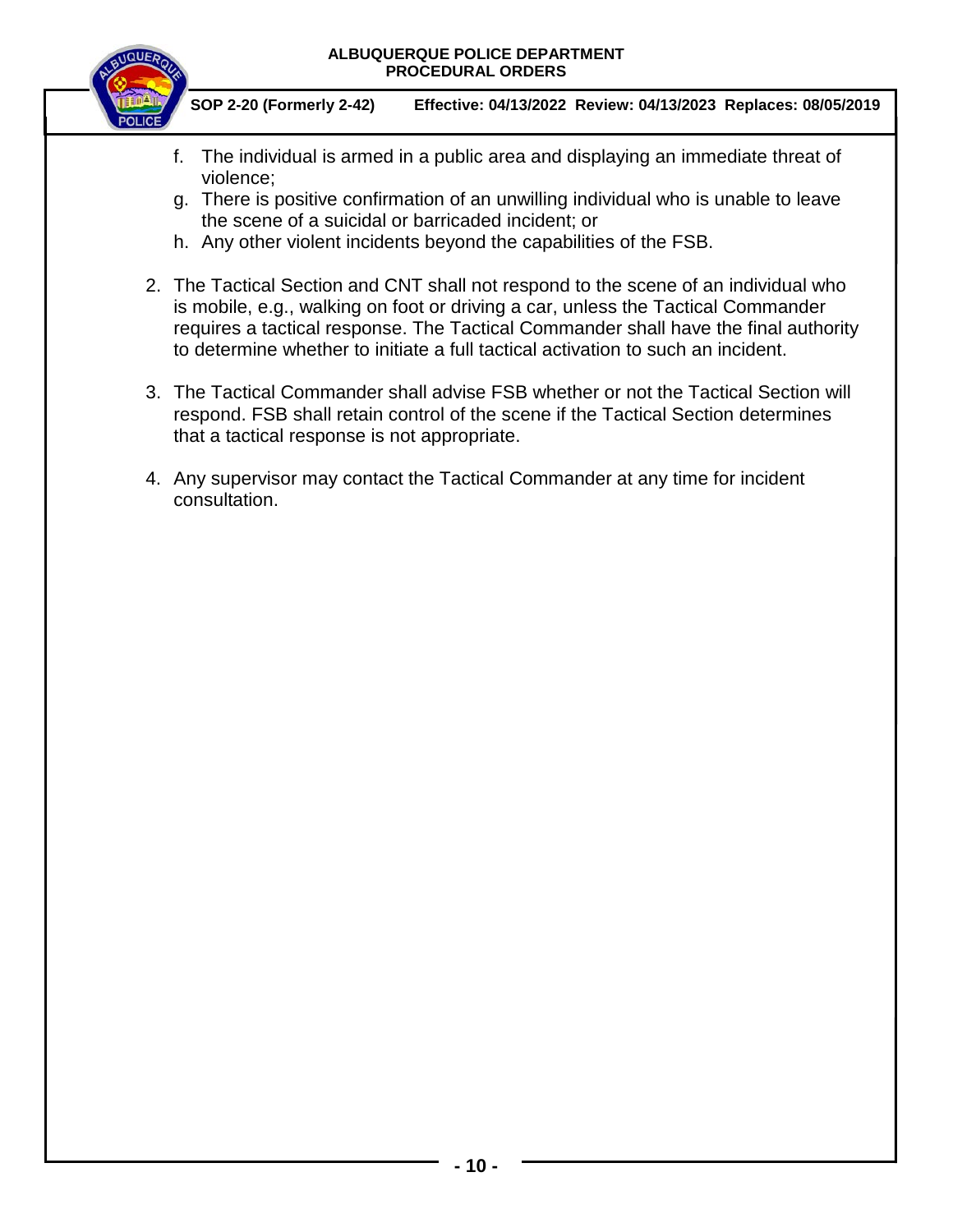f. The individual is armed in a public area and displaying an immediate threat of violence;

g. There is positive confirmation of an unwilling individual who is unable to leave the scene of a suicidal or barricaded incident; or

h. Any other violent incidents beyond the capabilities of the FSB.

2. The Tactical Section and CNT shall not respond to the scene of an individual who is mobile, e.g., walking on foot or driving a car, unless the Tactical Commander requires a tactical response. The Tactical Commander shall have the final authority to determine whether to initiate a full tactical activation to such an incident.

3. The Tactical Commander shall advise FSB whether or not the Tactical Section will respond. FSB shall retain control of the scene if the Tactical Section determines that a tactical response is not appropriate.

4. Any supervisor may contact the Tactical Commander at any time for incident consultation.